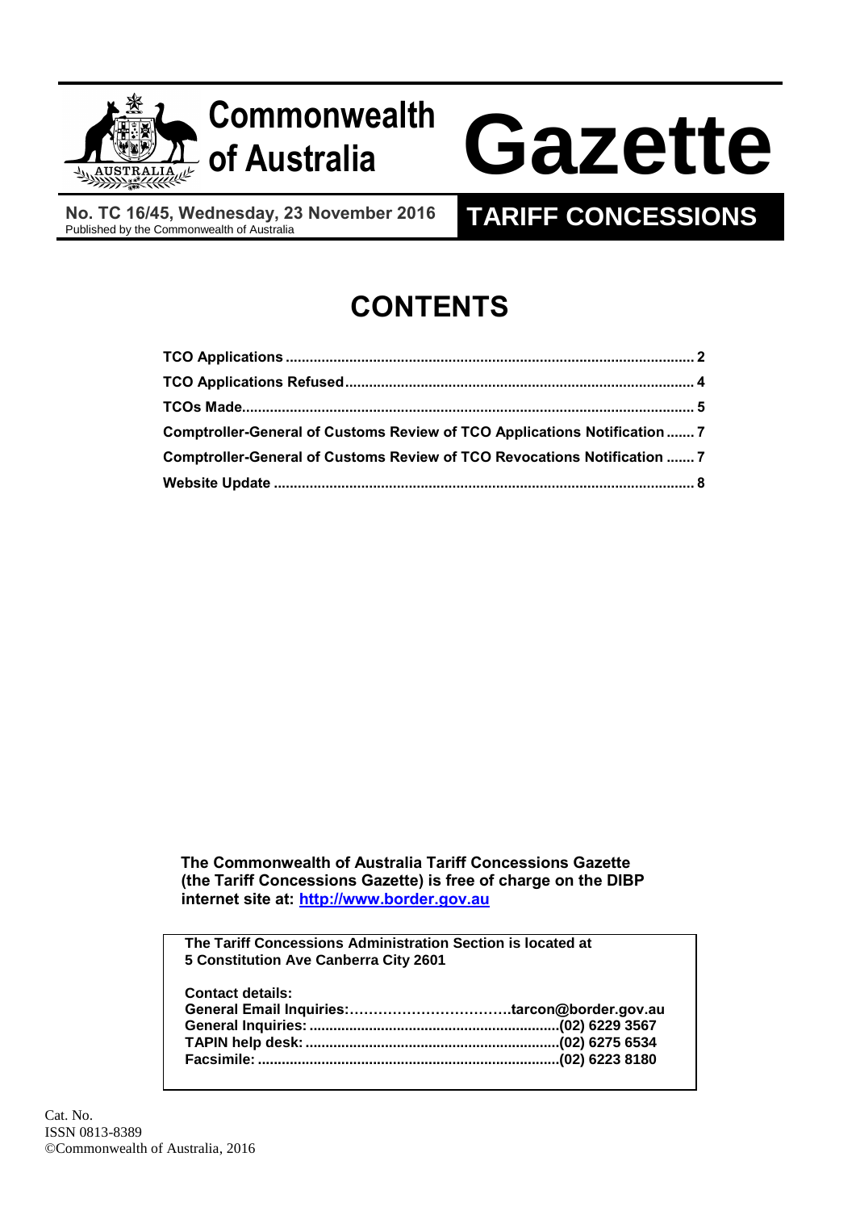# Commonwealth of Australia Gazette

**No. TC 16/45, Wednesday, 23 November 2016**
Published by the Commonwealth of Australia

## TARIFF CONCESSIONS

# CONTENTS

**TCO Applications** .......... 2
**TCO Applications Refused** .......... 4
**TCOs Made** .......... 5
**Comptroller-General of Customs Review of TCO Applications Notification** .......... 7
**Comptroller-General of Customs Review of TCO Revocations Notification** .......... 7
**Website Update** .......... 8

**The Commonwealth of Australia Tariff Concessions Gazette (the Tariff Concessions Gazette) is free of charge on the DIBP internet site at: [http://www.border.gov.au](http://www.border.gov.au)**

**The Tariff Concessions Administration Section is located at 5 Constitution Ave Canberra City 2601**

**Contact details:**
**General Email Inquiries:** .......... **tarcon@border.gov.au**
**General Inquiries:** .......... **(02) 6229 3567**
**TAPIN help desk:** .......... **(02) 6275 6534**
**Facsimile:** .......... **(02) 6223 8180**

Cat. No.
ISSN 0813-8389
©Commonwealth of Australia, 2016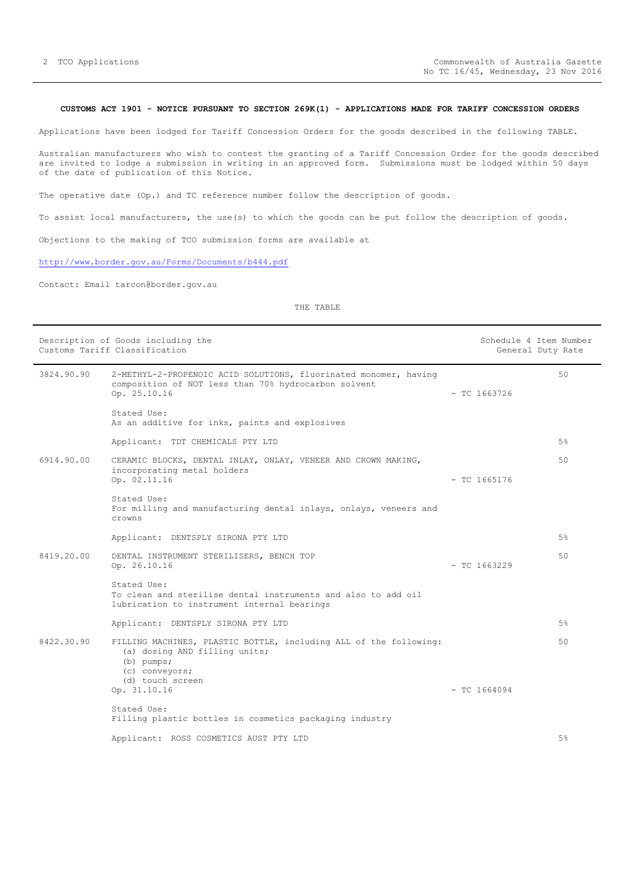**CUSTOMS ACT 1901 - NOTICE PURSUANT TO SECTION 269K(1) - APPLICATIONS MADE FOR TARIFF CONCESSION ORDERS**

Applications have been lodged for Tariff Concession Orders for the goods described in the following TABLE.

Australian manufacturers who wish to contest the granting of a Tariff Concession Order for the goods described are invited to lodge a submission in writing in an approved form. Submissions must be lodged within 50 days of the date of publication of this Notice.

The operative date (Op.) and TC reference number follow the description of goods.

To assist local manufacturers, the use(s) to which the goods can be put follow the description of goods.

Objections to the making of TCO submission forms are available at

http://www.border.gov.au/Forms/Documents/b444.pdf

Contact: Email tarcon@border.gov.au

THE TABLE

| Description of Goods including the Customs Tariff Classification | | | Schedule 4 Item Number<br>General Duty Rate |
|---|---|---|---|
| 3824.90.90 | 2-METHYL-2-PROPENOIC ACID SOLUTIONS, fluorinated monomer, having composition of NOT less than 70% hydrocarbon solvent<br>Op. 25.10.16<br><br>Stated Use:<br>As an additive for inks, paints and explosives<br><br>Applicant: TDT CHEMICALS PTY LTD | - TC 1663726 | 50<br><br>5% |
| 6914.90.00 | CERAMIC BLOCKS, DENTAL INLAY, ONLAY, VENEER AND CROWN MAKING, incorporating metal holders<br>Op. 02.11.16<br><br>Stated Use:<br>For milling and manufacturing dental inlays, onlays, veneers and crowns<br><br>Applicant: DENTSPLY SIRONA PTY LTD | - TC 1665176 | 50<br><br>5% |
| 8419.20.00 | DENTAL INSTRUMENT STERILISERS, BENCH TOP<br>Op. 26.10.16<br><br>Stated Use:<br>To clean and sterilise dental instruments and also to add oil lubrication to instrument internal bearings<br><br>Applicant: DENTSPLY SIRONA PTY LTD | - TC 1663229 | 50<br><br>5% |
| 8422.30.90 | FILLING MACHINES, PLASTIC BOTTLE, including ALL of the following:<br>(a) dosing AND filling units;<br>(b) pumps;<br>(c) conveyors;<br>(d) touch screen<br>Op. 31.10.16<br><br>Stated Use:<br>Filling plastic bottles in cosmetics packaging industry<br><br>Applicant: ROSS COSMETICS AUST PTY LTD | - TC 1664094 | 50<br><br>5% |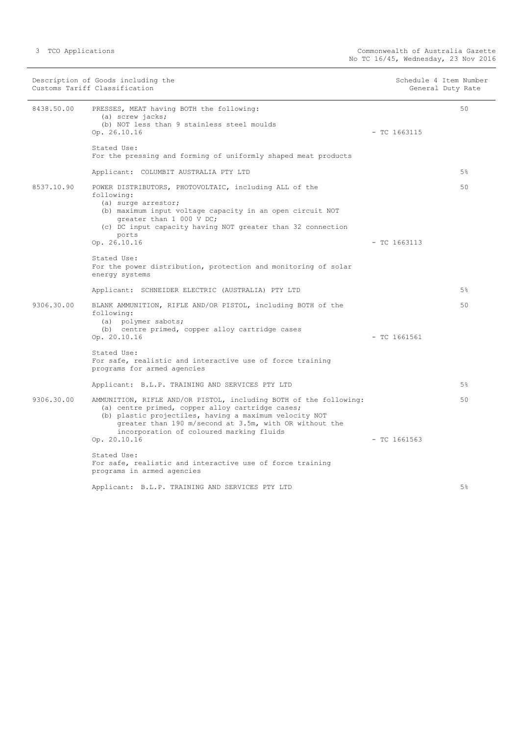| Description of Goods including the Customs Tariff Classification | | Schedule 4 Item Number | General Duty Rate |
|---|---|---|---|
| 8438.50.00 | PRESSES, MEAT having BOTH the following:<br>(a) screw jacks;<br>(b) NOT less than 9 stainless steel moulds<br>Op. 26.10.16<br><br>Stated Use:<br>For the pressing and forming of uniformly shaped meat products<br><br>Applicant: COLUMBIT AUSTRALIA PTY LTD | - TC 1663115 | 50<br><br>5% |
| 8537.10.90 | POWER DISTRIBUTORS, PHOTOVOLTAIC, including ALL of the following:<br>(a) surge arrestor;<br>(b) maximum input voltage capacity in an open circuit NOT greater than 1 000 V DC;<br>(c) DC input capacity having NOT greater than 32 connection ports<br>Op. 26.10.16<br><br>Stated Use:<br>For the power distribution, protection and monitoring of solar energy systems<br><br>Applicant: SCHNEIDER ELECTRIC (AUSTRALIA) PTY LTD | - TC 1663113 | 50<br><br>5% |
| 9306.30.00 | BLANK AMMUNITION, RIFLE AND/OR PISTOL, including BOTH of the following:<br>(a) polymer sabots;<br>(b) centre primed, copper alloy cartridge cases<br>Op. 20.10.16<br><br>Stated Use:<br>For safe, realistic and interactive use of force training programs for armed agencies<br><br>Applicant: B.L.P. TRAINING AND SERVICES PTY LTD | - TC 1661561 | 50<br><br>5% |
| 9306.30.00 | AMMUNITION, RIFLE AND/OR PISTOL, including BOTH of the following:<br>(a) centre primed, copper alloy cartridge cases;<br>(b) plastic projectiles, having a maximum velocity NOT greater than 190 m/second at 3.5m, with OR without the incorporation of coloured marking fluids<br>Op. 20.10.16<br><br>Stated Use:<br>For safe, realistic and interactive use of force training programs in armed agencies<br><br>Applicant: B.L.P. TRAINING AND SERVICES PTY LTD | - TC 1661563 | 50<br><br>5% |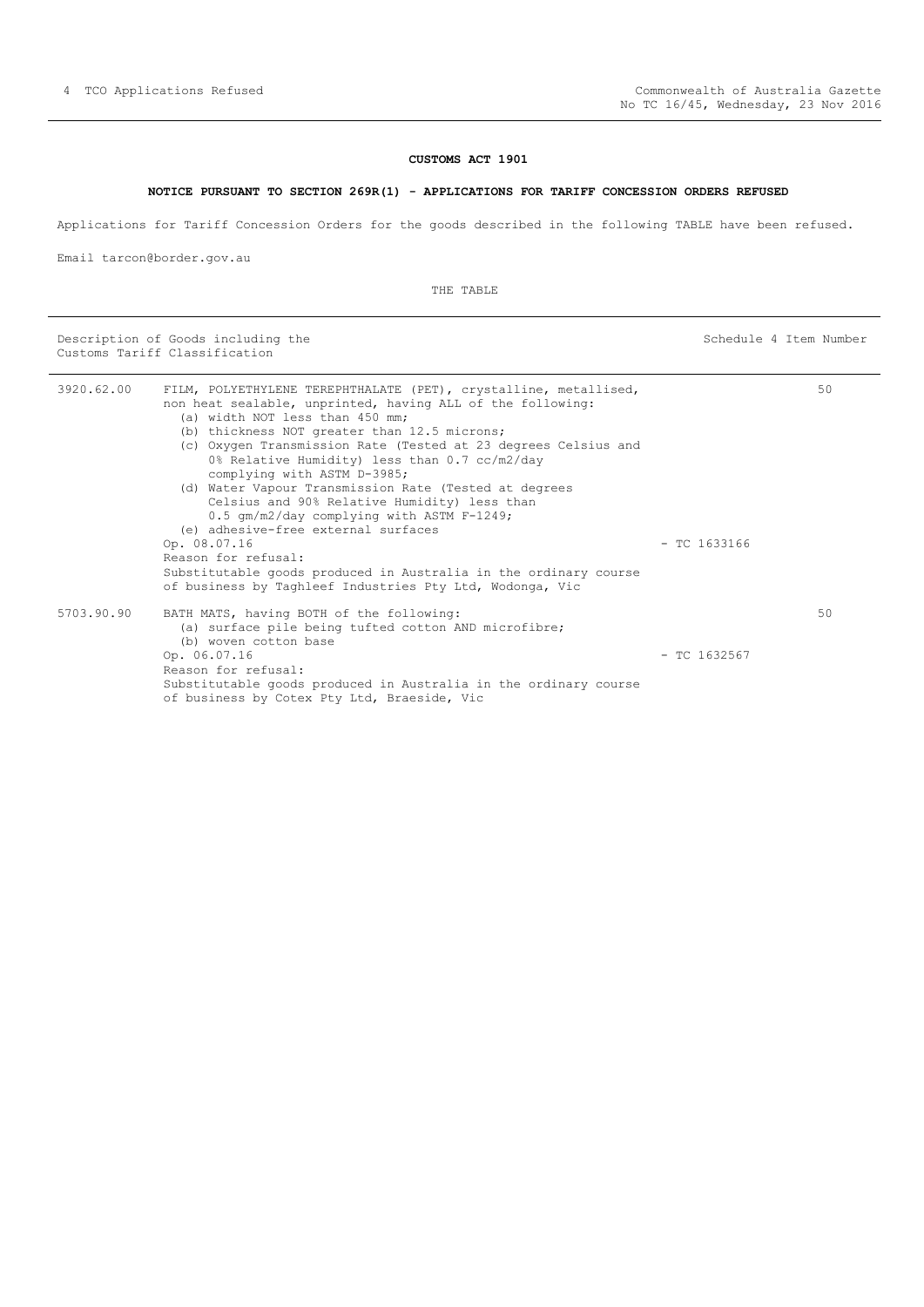**CUSTOMS ACT 1901**

**NOTICE PURSUANT TO SECTION 269R(1) - APPLICATIONS FOR TARIFF CONCESSION ORDERS REFUSED**

Applications for Tariff Concession Orders for the goods described in the following TABLE have been refused.

Email tarcon@border.gov.au

THE TABLE

| Description of Goods including the Customs Tariff Classification | | | Schedule 4 Item Number |
|---|---|---|---|
| 3920.62.00 | FILM, POLYETHYLENE TEREPHTHALATE (PET), crystalline, metallised, non heat sealable, unprinted, having ALL of the following:<br>(a) width NOT less than 450 mm;<br>(b) thickness NOT greater than 12.5 microns;<br>(c) Oxygen Transmission Rate (Tested at 23 degrees Celsius and 0% Relative Humidity) less than 0.7 cc/m2/day complying with ASTM D-3985;<br>(d) Water Vapour Transmission Rate (Tested at degrees Celsius and 90% Relative Humidity) less than 0.5 gm/m2/day complying with ASTM F-1249;<br>(e) adhesive-free external surfaces<br>Op. 08.07.16<br>Reason for refusal:<br>Substitutable goods produced in Australia in the ordinary course of business by Taghleef Industries Pty Ltd, Wodonga, Vic | - TC 1633166 | 50 |
| 5703.90.90 | BATH MATS, having BOTH of the following:<br>(a) surface pile being tufted cotton AND microfibre;<br>(b) woven cotton base<br>Op. 06.07.16<br>Reason for refusal:<br>Substitutable goods produced in Australia in the ordinary course of business by Cotex Pty Ltd, Braeside, Vic | - TC 1632567 | 50 |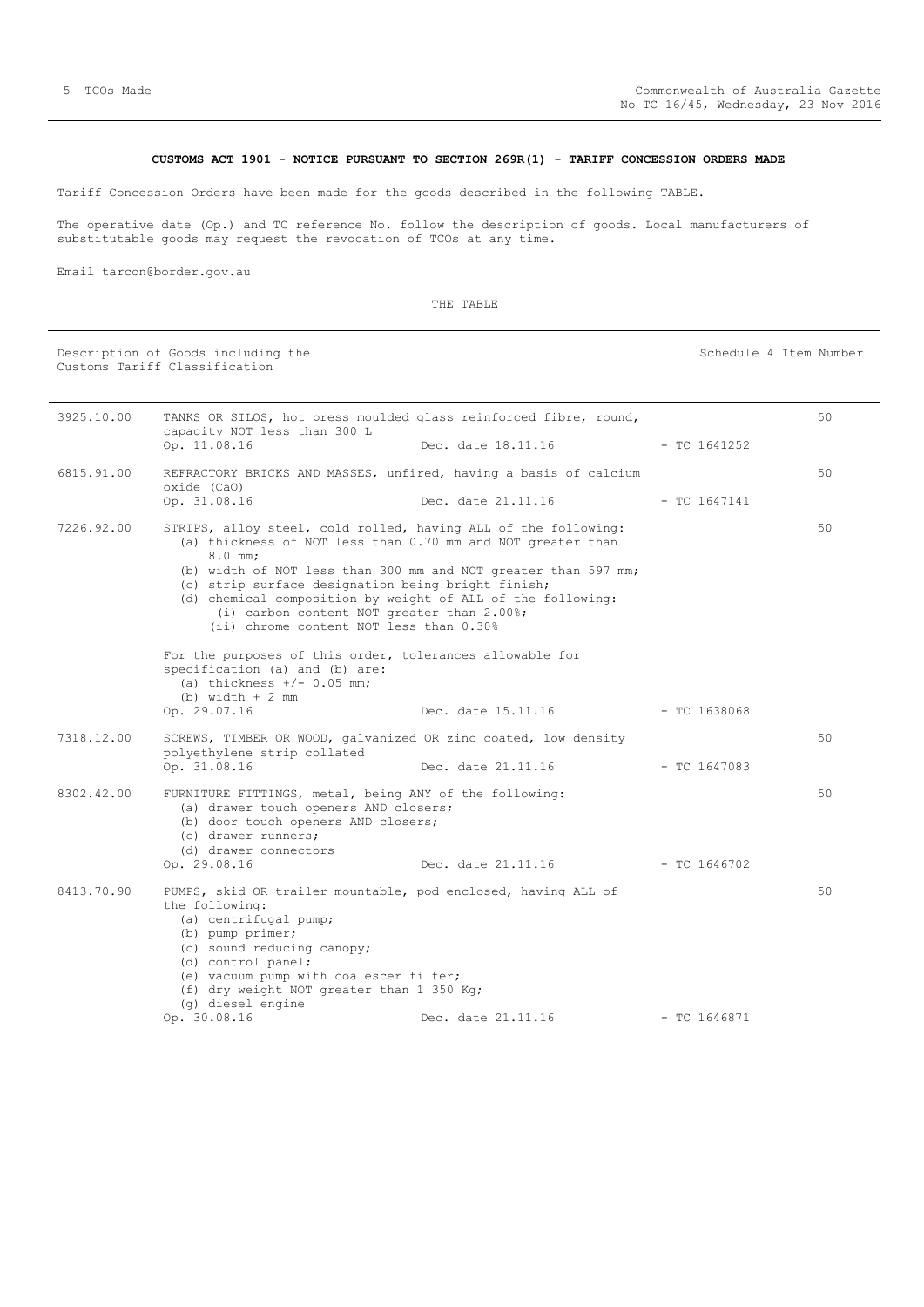**CUSTOMS ACT 1901 - NOTICE PURSUANT TO SECTION 269R(1) - TARIFF CONCESSION ORDERS MADE**

Tariff Concession Orders have been made for the goods described in the following TABLE.

The operative date (Op.) and TC reference No. follow the description of goods. Local manufacturers of substitutable goods may request the revocation of TCOs at any time.

Email tarcon@border.gov.au

THE TABLE

| Description of Goods including the Customs Tariff Classification | | | | Schedule 4 Item Number |
|---|---|---|---|---|
| 3925.10.00 | TANKS OR SILOS, hot press moulded glass reinforced fibre, round, capacity NOT less than 300 L<br>Op. 11.08.16 | Dec. date 18.11.16 | - TC 1641252 | 50 |
| 6815.91.00 | REFRACTORY BRICKS AND MASSES, unfired, having a basis of calcium oxide (CaO)<br>Op. 31.08.16 | Dec. date 21.11.16 | - TC 1647141 | 50 |
| 7226.92.00 | STRIPS, alloy steel, cold rolled, having ALL of the following:<br>(a) thickness of NOT less than 0.70 mm and NOT greater than 8.0 mm;<br>(b) width of NOT less than 300 mm and NOT greater than 597 mm;<br>(c) strip surface designation being bright finish;<br>(d) chemical composition by weight of ALL of the following:<br>(i) carbon content NOT greater than 2.00%;<br>(ii) chrome content NOT less than 0.30%<br><br>For the purposes of this order, tolerances allowable for specification (a) and (b) are:<br>(a) thickness +/- 0.05 mm;<br>(b) width + 2 mm<br>Op. 29.07.16 | Dec. date 15.11.16 | - TC 1638068 | 50 |
| 7318.12.00 | SCREWS, TIMBER OR WOOD, galvanized OR zinc coated, low density polyethylene strip collated<br>Op. 31.08.16 | Dec. date 21.11.16 | - TC 1647083 | 50 |
| 8302.42.00 | FURNITURE FITTINGS, metal, being ANY of the following:<br>(a) drawer touch openers AND closers;<br>(b) door touch openers AND closers;<br>(c) drawer runners;<br>(d) drawer connectors<br>Op. 29.08.16 | Dec. date 21.11.16 | - TC 1646702 | 50 |
| 8413.70.90 | PUMPS, skid OR trailer mountable, pod enclosed, having ALL of the following:<br>(a) centrifugal pump;<br>(b) pump primer;<br>(c) sound reducing canopy;<br>(d) control panel;<br>(e) vacuum pump with coalescer filter;<br>(f) dry weight NOT greater than 1 350 Kg;<br>(g) diesel engine<br>Op. 30.08.16 | Dec. date 21.11.16 | - TC 1646871 | 50 |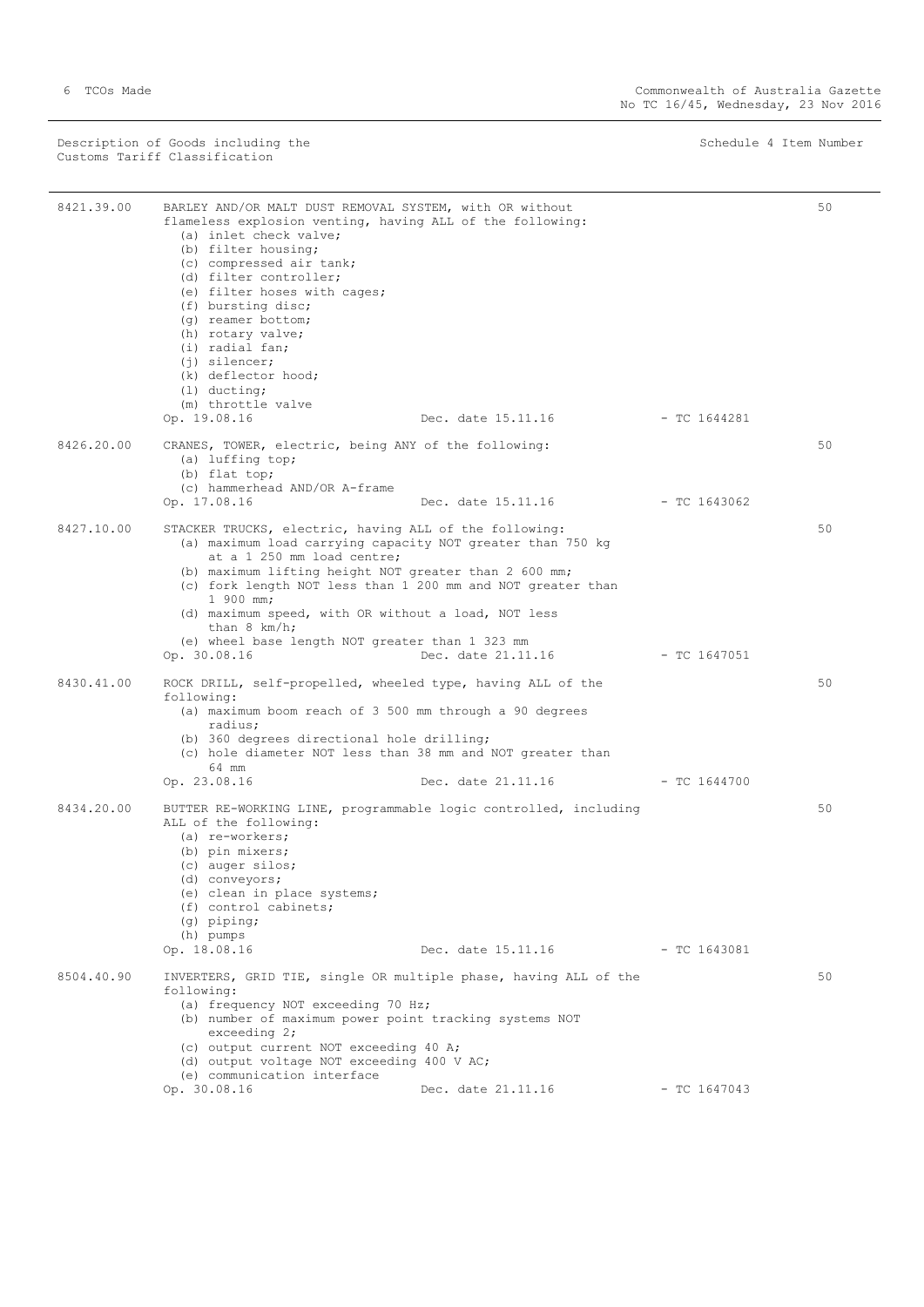| Description of Goods including the Customs Tariff Classification | | | | Schedule 4 Item Number |
|---|---|---|---|---|
| 8421.39.00 | BARLEY AND/OR MALT DUST REMOVAL SYSTEM, with OR without flameless explosion venting, having ALL of the following:<br>(a) inlet check valve;<br>(b) filter housing;<br>(c) compressed air tank;<br>(d) filter controller;<br>(e) filter hoses with cages;<br>(f) bursting disc;<br>(g) reamer bottom;<br>(h) rotary valve;<br>(i) radial fan;<br>(j) silencer;<br>(k) deflector hood;<br>(l) ducting;<br>(m) throttle valve<br>Op. 19.08.16 | Dec. date 15.11.16 | - TC 1644281 | 50 |
| 8426.20.00 | CRANES, TOWER, electric, being ANY of the following:<br>(a) luffing top;<br>(b) flat top;<br>(c) hammerhead AND/OR A-frame<br>Op. 17.08.16 | Dec. date 15.11.16 | - TC 1643062 | 50 |
| 8427.10.00 | STACKER TRUCKS, electric, having ALL of the following:<br>(a) maximum load carrying capacity NOT greater than 750 kg at a 1 250 mm load centre;<br>(b) maximum lifting height NOT greater than 2 600 mm;<br>(c) fork length NOT less than 1 200 mm and NOT greater than 1 900 mm;<br>(d) maximum speed, with OR without a load, NOT less than 8 km/h;<br>(e) wheel base length NOT greater than 1 323 mm<br>Op. 30.08.16 | Dec. date 21.11.16 | - TC 1647051 | 50 |
| 8430.41.00 | ROCK DRILL, self-propelled, wheeled type, having ALL of the following:<br>(a) maximum boom reach of 3 500 mm through a 90 degrees radius;<br>(b) 360 degrees directional hole drilling;<br>(c) hole diameter NOT less than 38 mm and NOT greater than 64 mm<br>Op. 23.08.16 | Dec. date 21.11.16 | - TC 1644700 | 50 |
| 8434.20.00 | BUTTER RE-WORKING LINE, programmable logic controlled, including ALL of the following:<br>(a) re-workers;<br>(b) pin mixers;<br>(c) auger silos;<br>(d) conveyors;<br>(e) clean in place systems;<br>(f) control cabinets;<br>(g) piping;<br>(h) pumps<br>Op. 18.08.16 | Dec. date 15.11.16 | - TC 1643081 | 50 |
| 8504.40.90 | INVERTERS, GRID TIE, single OR multiple phase, having ALL of the following:<br>(a) frequency NOT exceeding 70 Hz;<br>(b) number of maximum power point tracking systems NOT exceeding 2;<br>(c) output current NOT exceeding 40 A;<br>(d) output voltage NOT exceeding 400 V AC;<br>(e) communication interface<br>Op. 30.08.16 | Dec. date 21.11.16 | - TC 1647043 | 50 |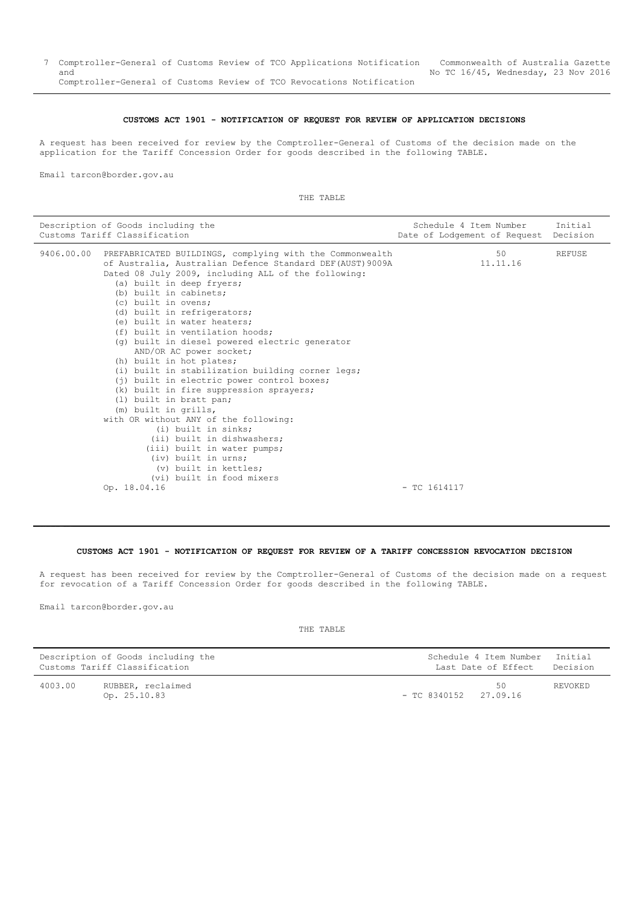## CUSTOMS ACT 1901 - NOTIFICATION OF REQUEST FOR REVIEW OF APPLICATION DECISIONS

A request has been received for review by the Comptroller-General of Customs of the decision made on the application for the Tariff Concession Order for goods described in the following TABLE.

Email tarcon@border.gov.au

THE TABLE

| Description of Goods including the Customs Tariff Classification | | Schedule 4 Item Number Date of Lodgement of Request | Initial Decision |
|---|---|---|---|
| 9406.00.00 | PREFABRICATED BUILDINGS, complying with the Commonwealth of Australia, Australian Defence Standard DEF(AUST)9009A Dated 08 July 2009, including ALL of the following:<br>(a) built in deep fryers;<br>(b) built in cabinets;<br>(c) built in ovens;<br>(d) built in refrigerators;<br>(e) built in water heaters;<br>(f) built in ventilation hoods;<br>(g) built in diesel powered electric generator AND/OR AC power socket;<br>(h) built in hot plates;<br>(i) built in stabilization building corner legs;<br>(j) built in electric power control boxes;<br>(k) built in fire suppression sprayers;<br>(l) built in bratt pan;<br>(m) built in grills,<br>with OR without ANY of the following:<br>(i) built in sinks;<br>(ii) built in dishwashers;<br>(iii) built in water pumps;<br>(iv) built in urns;<br>(v) built in kettles;<br>(vi) built in food mixers<br>Op. 18.04.16 | 50<br>11.11.16<br>- TC 1614117 | REFUSE |

## CUSTOMS ACT 1901 - NOTIFICATION OF REQUEST FOR REVIEW OF A TARIFF CONCESSION REVOCATION DECISION

A request has been received for review by the Comptroller-General of Customs of the decision made on a request for revocation of a Tariff Concession Order for goods described in the following TABLE.

Email tarcon@border.gov.au

THE TABLE

| Description of Goods including the Customs Tariff Classification | | Schedule 4 Item Number Last Date of Effect | Initial Decision |
|---|---|---|---|
| 4003.00 | RUBBER, reclaimed<br>Op. 25.10.83 | 50<br>- TC 8340152 27.09.16 | REVOKED |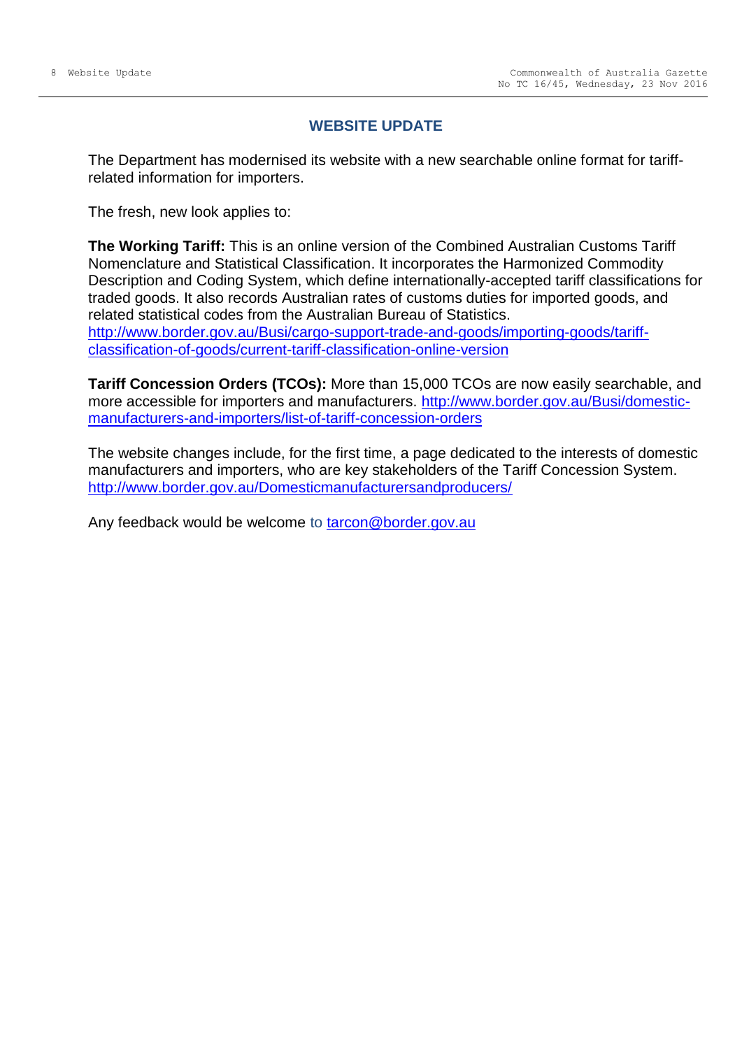## WEBSITE UPDATE

The Department has modernised its website with a new searchable online format for tariff-related information for importers.

The fresh, new look applies to:

**The Working Tariff:** This is an online version of the Combined Australian Customs Tariff Nomenclature and Statistical Classification. It incorporates the Harmonized Commodity Description and Coding System, which define internationally-accepted tariff classifications for traded goods. It also records Australian rates of customs duties for imported goods, and related statistical codes from the Australian Bureau of Statistics. http://www.border.gov.au/Busi/cargo-support-trade-and-goods/importing-goods/tariff-classification-of-goods/current-tariff-classification-online-version

**Tariff Concession Orders (TCOs):** More than 15,000 TCOs are now easily searchable, and more accessible for importers and manufacturers. http://www.border.gov.au/Busi/domestic-manufacturers-and-importers/list-of-tariff-concession-orders

The website changes include, for the first time, a page dedicated to the interests of domestic manufacturers and importers, who are key stakeholders of the Tariff Concession System. http://www.border.gov.au/Domesticmanufacturersandproducers/

Any feedback would be welcome to tarcon@border.gov.au